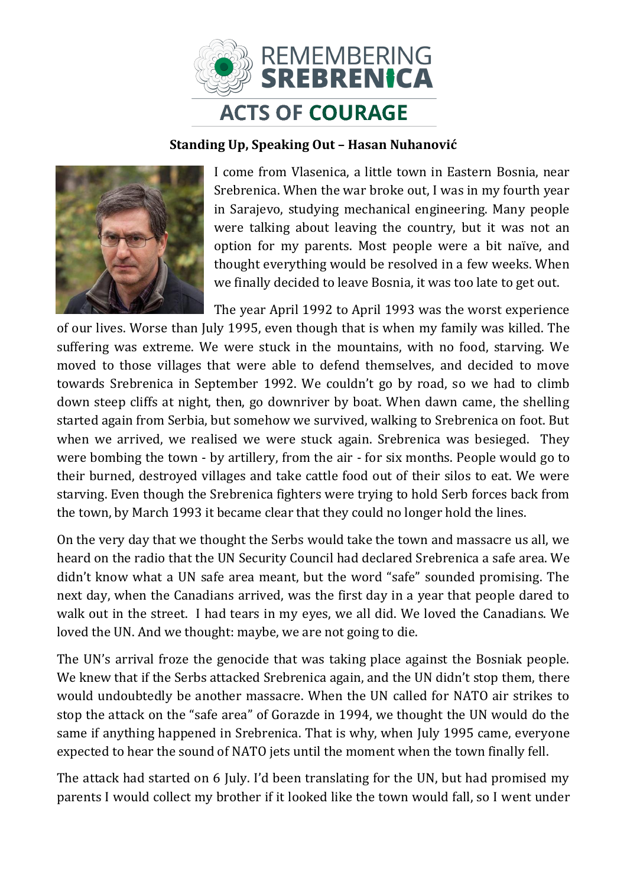# REMEMBERING SREBRENICA

## ACTS OF COURAGE

### Standing Up, Speaking Out – Hasan Nuhanović

I come from Vlasenica, a little town in Eastern Bosnia, near Srebrenica. When the war broke out, I was in my fourth year in Sarajevo, studying mechanical engineering. Many people were talking about leaving the country, but it was not an option for my parents. Most people were a bit naïve, and thought everything would be resolved in a few weeks. When we finally decided to leave Bosnia, it was too late to get out.

The year April 1992 to April 1993 was the worst experience of our lives. Worse than July 1995, even though that is when my family was killed. The suffering was extreme. We were stuck in the mountains, with no food, starving. We moved to those villages that were able to defend themselves, and decided to move towards Srebrenica in September 1992. We couldn't go by road, so we had to climb down steep cliffs at night, then, go downriver by boat. When dawn came, the shelling started again from Serbia, but somehow we survived, walking to Srebrenica on foot. But when we arrived, we realised we were stuck again. Srebrenica was besieged. They were bombing the town - by artillery, from the air - for six months. People would go to their burned, destroyed villages and take cattle food out of their silos to eat. We were starving. Even though the Srebrenica fighters were trying to hold Serb forces back from the town, by March 1993 it became clear that they could no longer hold the lines.

On the very day that we thought the Serbs would take the town and massacre us all, we heard on the radio that the UN Security Council had declared Srebrenica a safe area. We didn't know what a UN safe area meant, but the word "safe" sounded promising. The next day, when the Canadians arrived, was the first day in a year that people dared to walk out in the street. I had tears in my eyes, we all did. We loved the Canadians. We loved the UN. And we thought: maybe, we are not going to die.

The UN's arrival froze the genocide that was taking place against the Bosniak people. We knew that if the Serbs attacked Srebrenica again, and the UN didn't stop them, there would undoubtedly be another massacre. When the UN called for NATO air strikes to stop the attack on the "safe area" of Gorazde in 1994, we thought the UN would do the same if anything happened in Srebrenica. That is why, when July 1995 came, everyone expected to hear the sound of NATO jets until the moment when the town finally fell.

The attack had started on 6 July. I'd been translating for the UN, but had promised my parents I would collect my brother if it looked like the town would fall, so I went under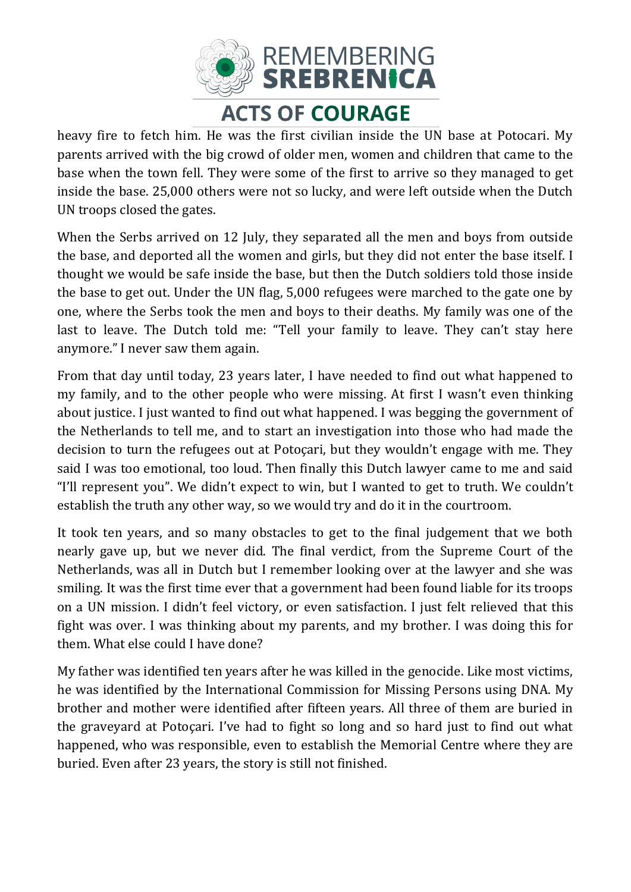heavy fire to fetch him. He was the first civilian inside the UN base at Potocari. My parents arrived with the big crowd of older men, women and children that came to the base when the town fell. They were some of the first to arrive so they managed to get inside the base. 25,000 others were not so lucky, and were left outside when the Dutch UN troops closed the gates.

When the Serbs arrived on 12 July, they separated all the men and boys from outside the base, and deported all the women and girls, but they did not enter the base itself. I thought we would be safe inside the base, but then the Dutch soldiers told those inside the base to get out. Under the UN flag, 5,000 refugees were marched to the gate one by one, where the Serbs took the men and boys to their deaths. My family was one of the last to leave. The Dutch told me: "Tell your family to leave. They can't stay here anymore." I never saw them again.

From that day until today, 23 years later, I have needed to find out what happened to my family, and to the other people who were missing. At first I wasn't even thinking about justice. I just wanted to find out what happened. I was begging the government of the Netherlands to tell me, and to start an investigation into those who had made the decision to turn the refugees out at Potoçari, but they wouldn't engage with me. They said I was too emotional, too loud. Then finally this Dutch lawyer came to me and said "I'll represent you". We didn't expect to win, but I wanted to get to truth. We couldn't establish the truth any other way, so we would try and do it in the courtroom.

It took ten years, and so many obstacles to get to the final judgement that we both nearly gave up, but we never did. The final verdict, from the Supreme Court of the Netherlands, was all in Dutch but I remember looking over at the lawyer and she was smiling. It was the first time ever that a government had been found liable for its troops on a UN mission. I didn't feel victory, or even satisfaction. I just felt relieved that this fight was over. I was thinking about my parents, and my brother. I was doing this for them. What else could I have done?

My father was identified ten years after he was killed in the genocide. Like most victims, he was identified by the International Commission for Missing Persons using DNA. My brother and mother were identified after fifteen years. All three of them are buried in the graveyard at Potoçari. I've had to fight so long and so hard just to find out what happened, who was responsible, even to establish the Memorial Centre where they are buried. Even after 23 years, the story is still not finished.